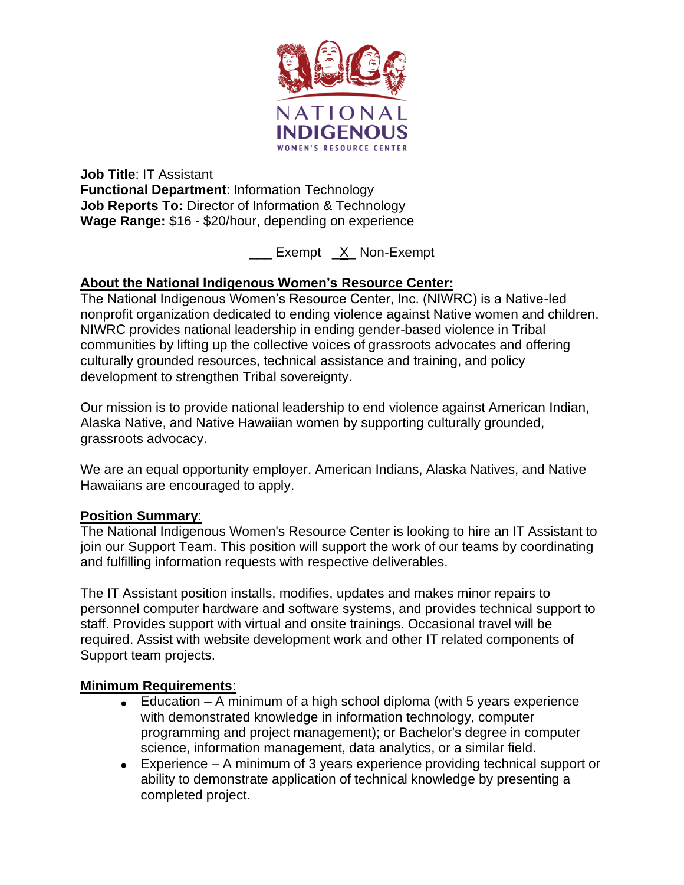NATIONAL INDIGENOUS WOMEN'S RESOURCE CENTER

**Job Title**: IT Assistant
**Functional Department**: Information Technology
**Job Reports To:** Director of Information & Technology
**Wage Range:** $16 - $20/hour, depending on experience

___ Exempt _X_ Non-Exempt

## About the National Indigenous Women's Resource Center:

The National Indigenous Women's Resource Center, Inc. (NIWRC) is a Native-led nonprofit organization dedicated to ending violence against Native women and children. NIWRC provides national leadership in ending gender-based violence in Tribal communities by lifting up the collective voices of grassroots advocates and offering culturally grounded resources, technical assistance and training, and policy development to strengthen Tribal sovereignty.

Our mission is to provide national leadership to end violence against American Indian, Alaska Native, and Native Hawaiian women by supporting culturally grounded, grassroots advocacy.

We are an equal opportunity employer. American Indians, Alaska Natives, and Native Hawaiians are encouraged to apply.

## Position Summary:

The National Indigenous Women's Resource Center is looking to hire an IT Assistant to join our Support Team. This position will support the work of our teams by coordinating and fulfilling information requests with respective deliverables.

The IT Assistant position installs, modifies, updates and makes minor repairs to personnel computer hardware and software systems, and provides technical support to staff. Provides support with virtual and onsite trainings. Occasional travel will be required. Assist with website development work and other IT related components of Support team projects.

## Minimum Requirements:

- Education – A minimum of a high school diploma (with 5 years experience with demonstrated knowledge in information technology, computer programming and project management); or Bachelor's degree in computer science, information management, data analytics, or a similar field.
- Experience – A minimum of 3 years experience providing technical support or ability to demonstrate application of technical knowledge by presenting a completed project.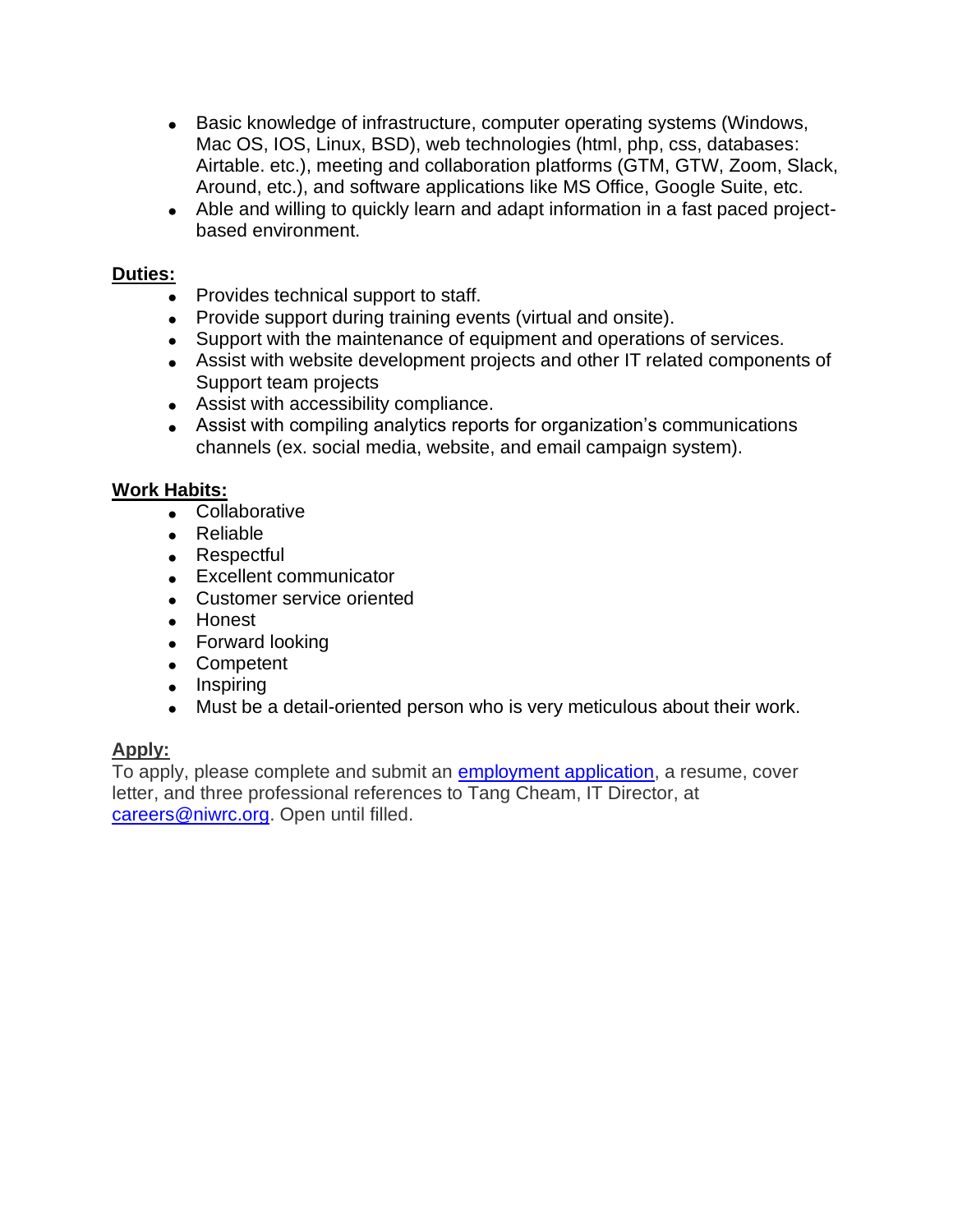- Basic knowledge of infrastructure, computer operating systems (Windows, Mac OS, IOS, Linux, BSD), web technologies (html, php, css, databases: Airtable. etc.), meeting and collaboration platforms (GTM, GTW, Zoom, Slack, Around, etc.), and software applications like MS Office, Google Suite, etc.
- Able and willing to quickly learn and adapt information in a fast paced project-based environment.

**Duties:**

- Provides technical support to staff.
- Provide support during training events (virtual and onsite).
- Support with the maintenance of equipment and operations of services.
- Assist with website development projects and other IT related components of Support team projects
- Assist with accessibility compliance.
- Assist with compiling analytics reports for organization's communications channels (ex. social media, website, and email campaign system).

**Work Habits:**

- Collaborative
- Reliable
- Respectful
- Excellent communicator
- Customer service oriented
- Honest
- Forward looking
- Competent
- Inspiring
- Must be a detail-oriented person who is very meticulous about their work.

**Apply:**

To apply, please complete and submit an [employment application](), a resume, cover letter, and three professional references to Tang Cheam, IT Director, at [careers@niwrc.org](mailto:careers@niwrc.org). Open until filled.